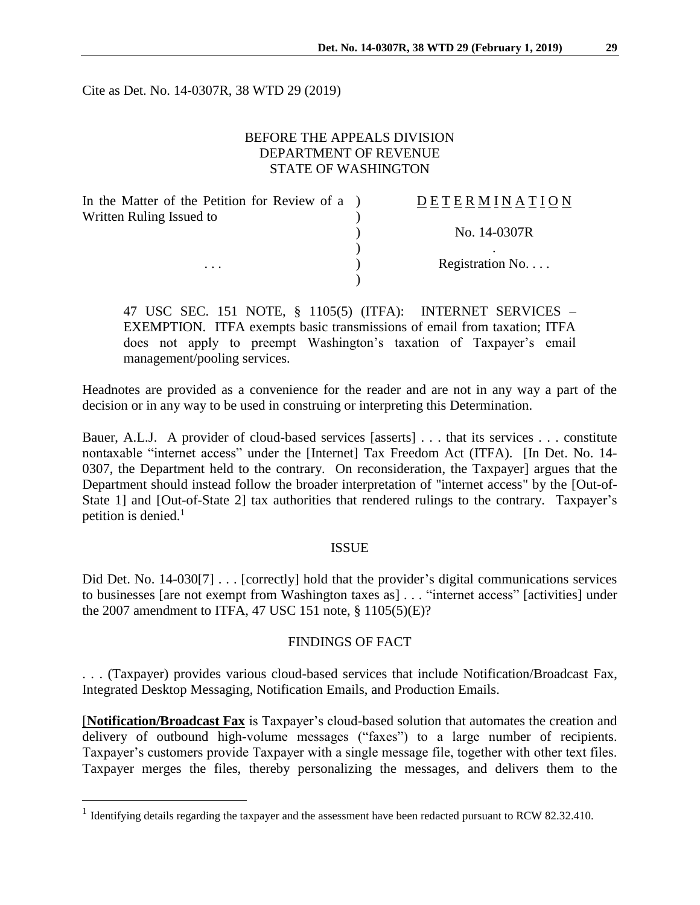Cite as Det. No. 14-0307R, 38 WTD 29 (2019)

BEFORE THE APPEALS DIVISION
DEPARTMENT OF REVENUE
STATE OF WASHINGTON

| | |
|---|---|
| In the Matter of the Petition for Review of a Written Ruling Issued to | D E T E R M I N A T I O N |
| | No. 14-0307R |
| . . . | Registration No. . . . |

47 USC SEC. 151 NOTE, § 1105(5) (ITFA): INTERNET SERVICES – EXEMPTION. ITFA exempts basic transmissions of email from taxation; ITFA does not apply to preempt Washington's taxation of Taxpayer's email management/pooling services.

Headnotes are provided as a convenience for the reader and are not in any way a part of the decision or in any way to be used in construing or interpreting this Determination.

Bauer, A.L.J. A provider of cloud-based services [asserts] . . . that its services . . . constitute nontaxable "internet access" under the [Internet] Tax Freedom Act (ITFA). [In Det. No. 14-0307, the Department held to the contrary. On reconsideration, the Taxpayer] argues that the Department should instead follow the broader interpretation of "internet access" by the [Out-of-State 1] and [Out-of-State 2] tax authorities that rendered rulings to the contrary. Taxpayer's petition is denied.[1]

## ISSUE

Did Det. No. 14-030[7] . . . [correctly] hold that the provider's digital communications services to businesses [are not exempt from Washington taxes as] . . . "internet access" [activities] under the 2007 amendment to ITFA, 47 USC 151 note, § 1105(5)(E)?

## FINDINGS OF FACT

. . . (Taxpayer) provides various cloud-based services that include Notification/Broadcast Fax, Integrated Desktop Messaging, Notification Emails, and Production Emails.

[**Notification/Broadcast Fax** is Taxpayer's cloud-based solution that automates the creation and delivery of outbound high-volume messages ("faxes") to a large number of recipients. Taxpayer's customers provide Taxpayer with a single message file, together with other text files. Taxpayer merges the files, thereby personalizing the messages, and delivers them to the

[1] Identifying details regarding the taxpayer and the assessment have been redacted pursuant to RCW 82.32.410.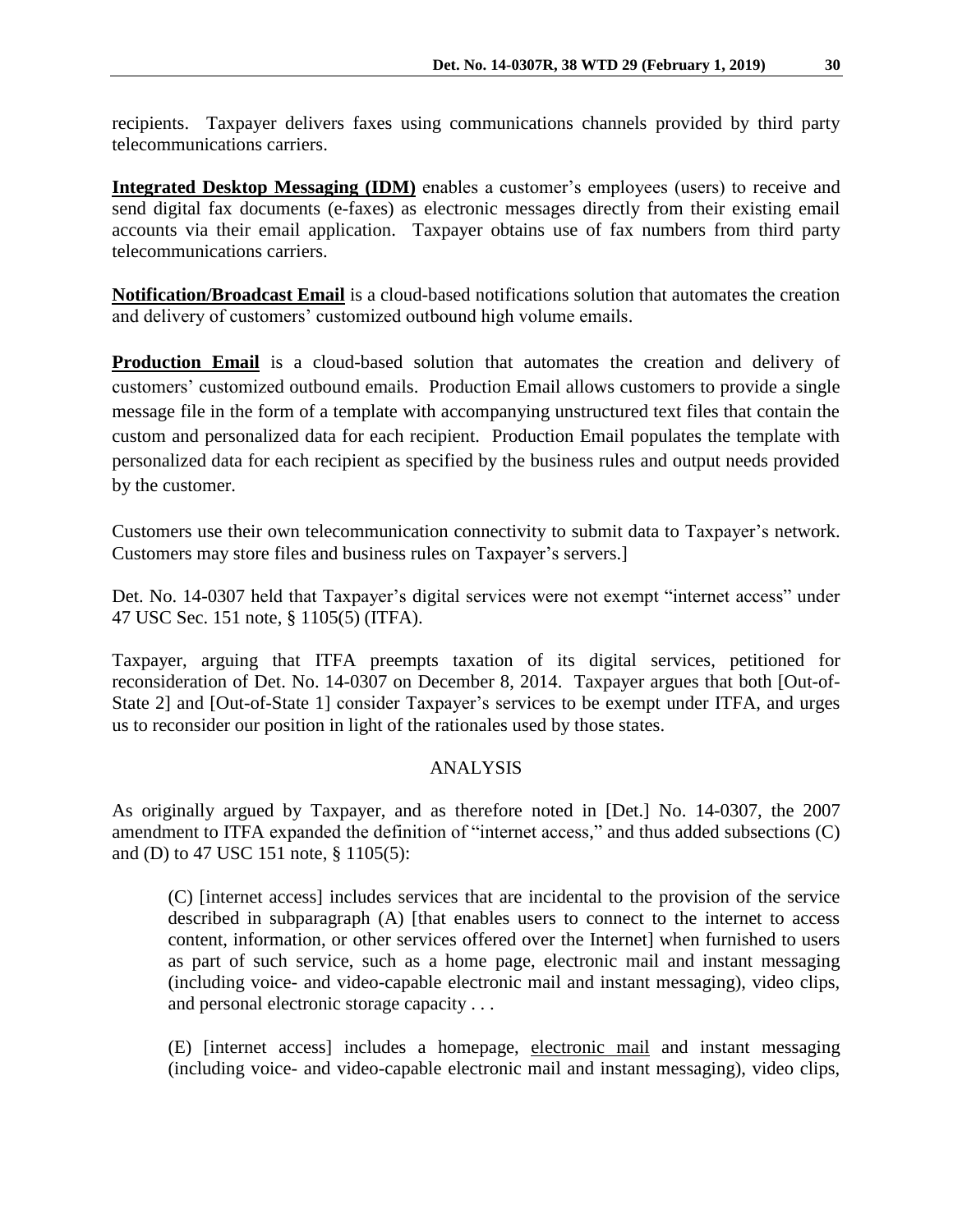recipients. Taxpayer delivers faxes using communications channels provided by third party telecommunications carriers.

**Integrated Desktop Messaging (IDM)** enables a customer's employees (users) to receive and send digital fax documents (e-faxes) as electronic messages directly from their existing email accounts via their email application. Taxpayer obtains use of fax numbers from third party telecommunications carriers.

**Notification/Broadcast Email** is a cloud-based notifications solution that automates the creation and delivery of customers' customized outbound high volume emails.

**Production Email** is a cloud-based solution that automates the creation and delivery of customers' customized outbound emails. Production Email allows customers to provide a single message file in the form of a template with accompanying unstructured text files that contain the custom and personalized data for each recipient. Production Email populates the template with personalized data for each recipient as specified by the business rules and output needs provided by the customer.

Customers use their own telecommunication connectivity to submit data to Taxpayer's network. Customers may store files and business rules on Taxpayer's servers.]

Det. No. 14-0307 held that Taxpayer's digital services were not exempt "internet access" under 47 USC Sec. 151 note, § 1105(5) (ITFA).

Taxpayer, arguing that ITFA preempts taxation of its digital services, petitioned for reconsideration of Det. No. 14-0307 on December 8, 2014. Taxpayer argues that both [Out-of-State 2] and [Out-of-State 1] consider Taxpayer's services to be exempt under ITFA, and urges us to reconsider our position in light of the rationales used by those states.

## ANALYSIS

As originally argued by Taxpayer, and as therefore noted in [Det.] No. 14-0307, the 2007 amendment to ITFA expanded the definition of "internet access," and thus added subsections (C) and (D) to 47 USC 151 note, § 1105(5):

> (C) [internet access] includes services that are incidental to the provision of the service described in subparagraph (A) [that enables users to connect to the internet to access content, information, or other services offered over the Internet] when furnished to users as part of such service, such as a home page, electronic mail and instant messaging (including voice- and video-capable electronic mail and instant messaging), video clips, and personal electronic storage capacity . . .
>
> (E) [internet access] includes a homepage, <u>electronic mail</u> and instant messaging (including voice- and video-capable electronic mail and instant messaging), video clips,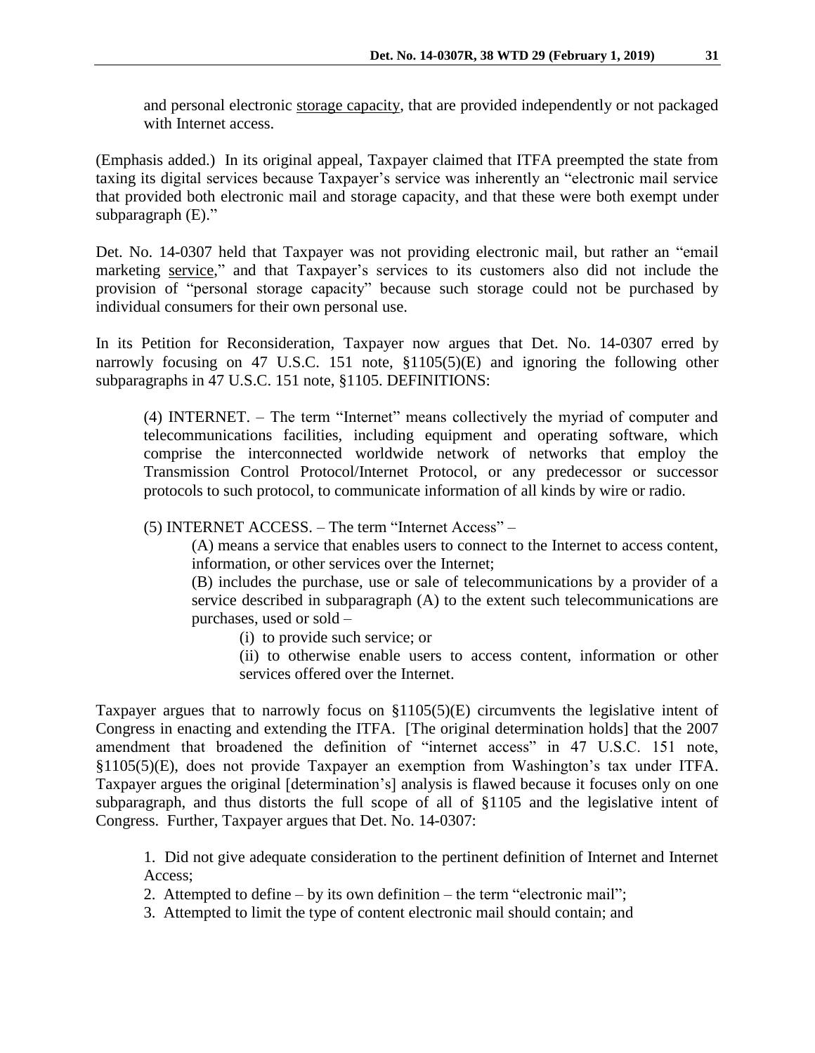and personal electronic <u>storage capacity</u>, that are provided independently or not packaged with Internet access.

(Emphasis added.) In its original appeal, Taxpayer claimed that ITFA preempted the state from taxing its digital services because Taxpayer's service was inherently an "electronic mail service that provided both electronic mail and storage capacity, and that these were both exempt under subparagraph (E)."

Det. No. 14-0307 held that Taxpayer was not providing electronic mail, but rather an "email marketing <u>service</u>," and that Taxpayer's services to its customers also did not include the provision of "personal storage capacity" because such storage could not be purchased by individual consumers for their own personal use.

In its Petition for Reconsideration, Taxpayer now argues that Det. No. 14-0307 erred by narrowly focusing on 47 U.S.C. 151 note, §1105(5)(E) and ignoring the following other subparagraphs in 47 U.S.C. 151 note, §1105. DEFINITIONS:

> (4) INTERNET. – The term "Internet" means collectively the myriad of computer and telecommunications facilities, including equipment and operating software, which comprise the interconnected worldwide network of networks that employ the Transmission Control Protocol/Internet Protocol, or any predecessor or successor protocols to such protocol, to communicate information of all kinds by wire or radio.
>
> (5) INTERNET ACCESS. – The term "Internet Access" –
>
> > (A) means a service that enables users to connect to the Internet to access content, information, or other services over the Internet;
> >
> > (B) includes the purchase, use or sale of telecommunications by a provider of a service described in subparagraph (A) to the extent such telecommunications are purchases, used or sold –
> >
> > > (i) to provide such service; or
> > >
> > > (ii) to otherwise enable users to access content, information or other services offered over the Internet.

Taxpayer argues that to narrowly focus on §1105(5)(E) circumvents the legislative intent of Congress in enacting and extending the ITFA. [The original determination holds] that the 2007 amendment that broadened the definition of "internet access" in 47 U.S.C. 151 note, §1105(5)(E), does not provide Taxpayer an exemption from Washington's tax under ITFA. Taxpayer argues the original [determination's] analysis is flawed because it focuses only on one subparagraph, and thus distorts the full scope of all of §1105 and the legislative intent of Congress. Further, Taxpayer argues that Det. No. 14-0307:

> 1. Did not give adequate consideration to the pertinent definition of Internet and Internet Access;
> 2. Attempted to define – by its own definition – the term "electronic mail";
> 3. Attempted to limit the type of content electronic mail should contain; and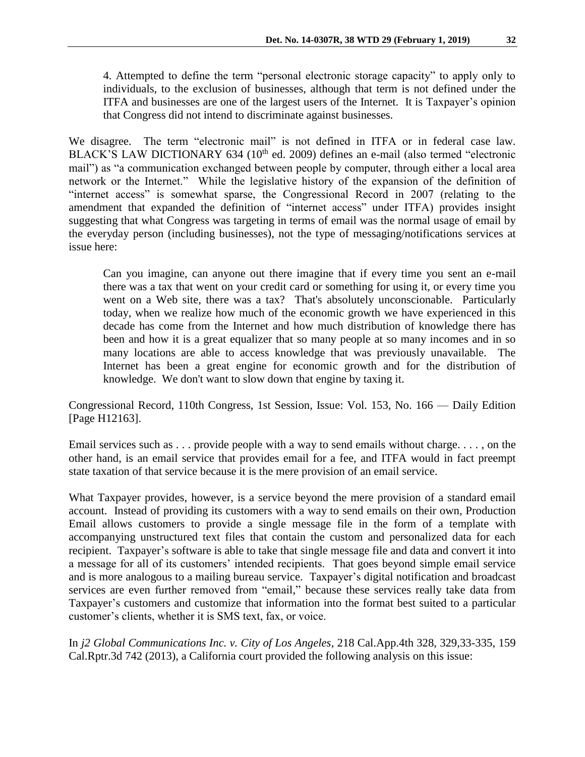> 4. Attempted to define the term "personal electronic storage capacity" to apply only to individuals, to the exclusion of businesses, although that term is not defined under the ITFA and businesses are one of the largest users of the Internet. It is Taxpayer's opinion that Congress did not intend to discriminate against businesses.

We disagree. The term "electronic mail" is not defined in ITFA or in federal case law. BLACK'S LAW DICTIONARY 634 (10th ed. 2009) defines an e-mail (also termed "electronic mail") as "a communication exchanged between people by computer, through either a local area network or the Internet." While the legislative history of the expansion of the definition of "internet access" is somewhat sparse, the Congressional Record in 2007 (relating to the amendment that expanded the definition of "internet access" under ITFA) provides insight suggesting that what Congress was targeting in terms of email was the normal usage of email by the everyday person (including businesses), not the type of messaging/notifications services at issue here:

> Can you imagine, can anyone out there imagine that if every time you sent an e-mail there was a tax that went on your credit card or something for using it, or every time you went on a Web site, there was a tax? That's absolutely unconscionable. Particularly today, when we realize how much of the economic growth we have experienced in this decade has come from the Internet and how much distribution of knowledge there has been and how it is a great equalizer that so many people at so many incomes and in so many locations are able to access knowledge that was previously unavailable. The Internet has been a great engine for economic growth and for the distribution of knowledge. We don't want to slow down that engine by taxing it.

Congressional Record, 110th Congress, 1st Session, Issue: Vol. 153, No. 166 — Daily Edition [Page H12163].

Email services such as . . . provide people with a way to send emails without charge. . . . , on the other hand, is an email service that provides email for a fee, and ITFA would in fact preempt state taxation of that service because it is the mere provision of an email service.

What Taxpayer provides, however, is a service beyond the mere provision of a standard email account. Instead of providing its customers with a way to send emails on their own, Production Email allows customers to provide a single message file in the form of a template with accompanying unstructured text files that contain the custom and personalized data for each recipient. Taxpayer's software is able to take that single message file and data and convert it into a message for all of its customers' intended recipients. That goes beyond simple email service and is more analogous to a mailing bureau service. Taxpayer's digital notification and broadcast services are even further removed from "email," because these services really take data from Taxpayer's customers and customize that information into the format best suited to a particular customer's clients, whether it is SMS text, fax, or voice.

In *j2 Global Communications Inc. v. City of Los Angeles*, 218 Cal.App.4th 328, 329,33-335, 159 Cal.Rptr.3d 742 (2013), a California court provided the following analysis on this issue: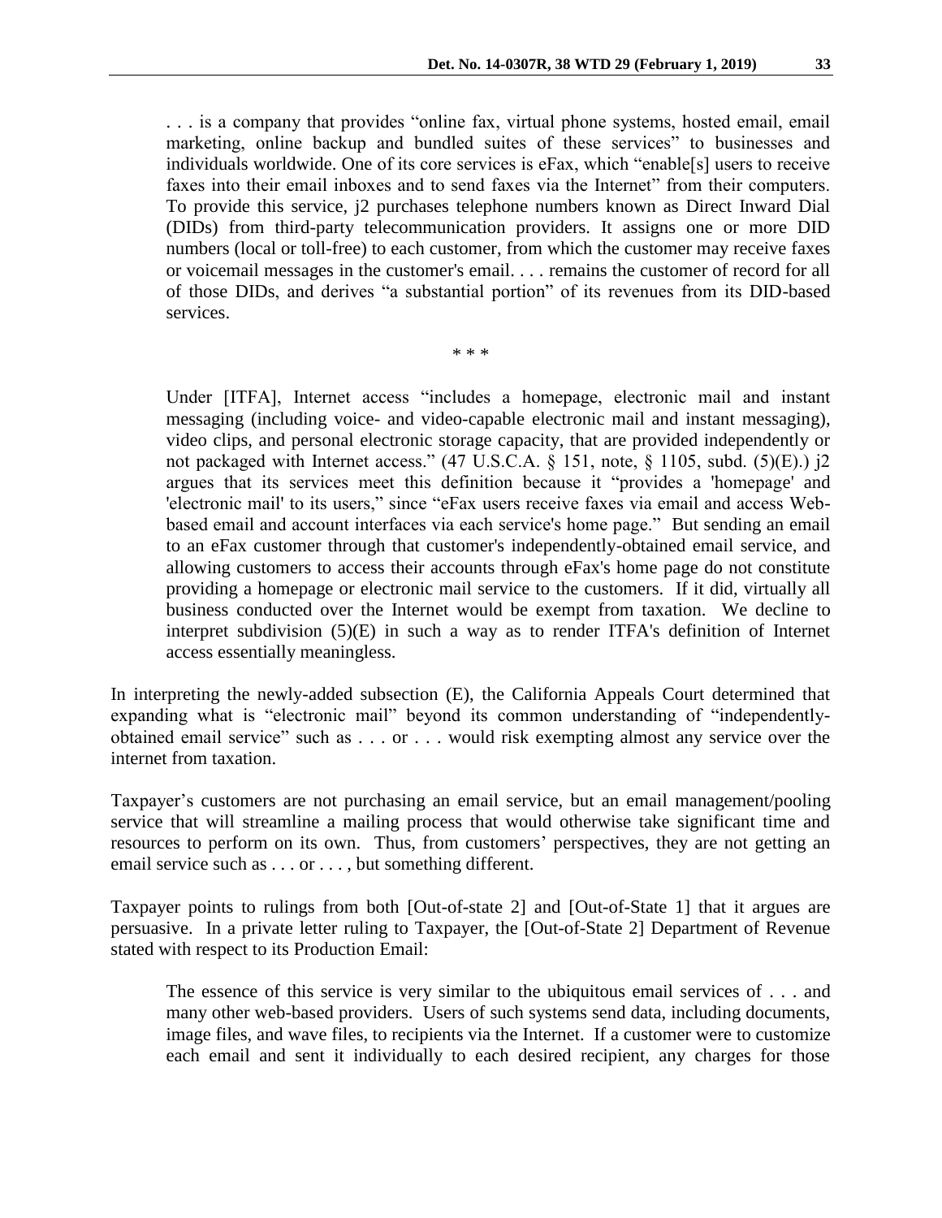> . . . is a company that provides "online fax, virtual phone systems, hosted email, email marketing, online backup and bundled suites of these services" to businesses and individuals worldwide. One of its core services is eFax, which "enable[s] users to receive faxes into their email inboxes and to send faxes via the Internet" from their computers. To provide this service, j2 purchases telephone numbers known as Direct Inward Dial (DIDs) from third-party telecommunication providers. It assigns one or more DID numbers (local or toll-free) to each customer, from which the customer may receive faxes or voicemail messages in the customer's email. . . . remains the customer of record for all of those DIDs, and derives "a substantial portion" of its revenues from its DID-based services.
>
> \* \* \*
>
> Under [ITFA], Internet access "includes a homepage, electronic mail and instant messaging (including voice- and video-capable electronic mail and instant messaging), video clips, and personal electronic storage capacity, that are provided independently or not packaged with Internet access." (47 U.S.C.A. § 151, note, § 1105, subd. (5)(E).) j2 argues that its services meet this definition because it "provides a 'homepage' and 'electronic mail' to its users," since "eFax users receive faxes via email and access Web-based email and account interfaces via each service's home page." But sending an email to an eFax customer through that customer's independently-obtained email service, and allowing customers to access their accounts through eFax's home page do not constitute providing a homepage or electronic mail service to the customers. If it did, virtually all business conducted over the Internet would be exempt from taxation. We decline to interpret subdivision (5)(E) in such a way as to render ITFA's definition of Internet access essentially meaningless.

In interpreting the newly-added subsection (E), the California Appeals Court determined that expanding what is "electronic mail" beyond its common understanding of "independently-obtained email service" such as . . . or . . . would risk exempting almost any service over the internet from taxation.

Taxpayer's customers are not purchasing an email service, but an email management/pooling service that will streamline a mailing process that would otherwise take significant time and resources to perform on its own. Thus, from customers' perspectives, they are not getting an email service such as . . . or . . . , but something different.

Taxpayer points to rulings from both [Out-of-state 2] and [Out-of-State 1] that it argues are persuasive. In a private letter ruling to Taxpayer, the [Out-of-State 2] Department of Revenue stated with respect to its Production Email:

> The essence of this service is very similar to the ubiquitous email services of . . . and many other web-based providers. Users of such systems send data, including documents, image files, and wave files, to recipients via the Internet. If a customer were to customize each email and sent it individually to each desired recipient, any charges for those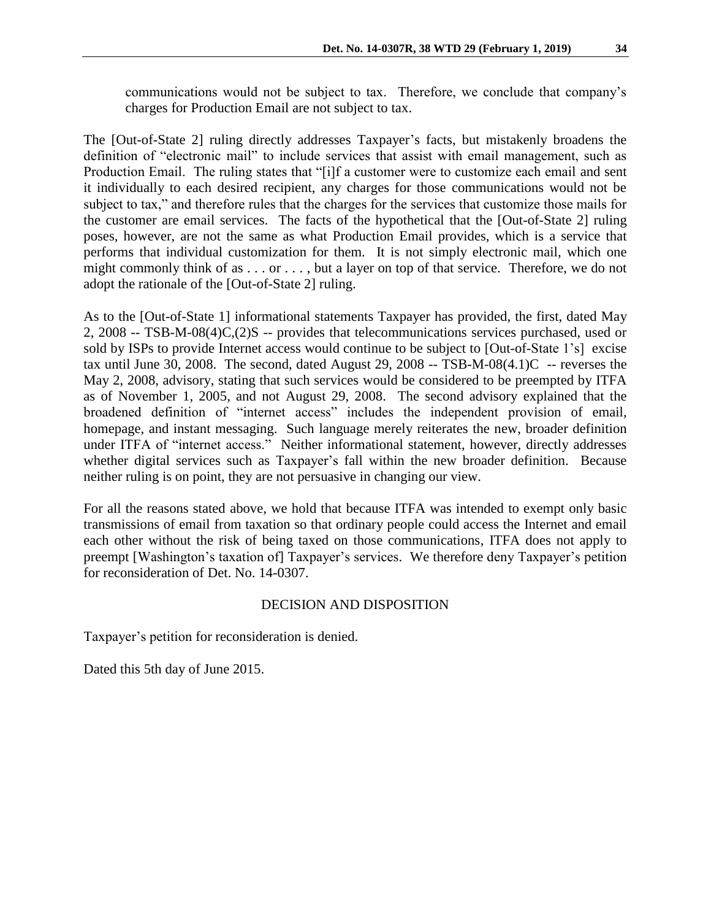communications would not be subject to tax. Therefore, we conclude that company's charges for Production Email are not subject to tax.

The [Out-of-State 2] ruling directly addresses Taxpayer's facts, but mistakenly broadens the definition of "electronic mail" to include services that assist with email management, such as Production Email. The ruling states that "[i]f a customer were to customize each email and sent it individually to each desired recipient, any charges for those communications would not be subject to tax," and therefore rules that the charges for the services that customize those mails for the customer are email services. The facts of the hypothetical that the [Out-of-State 2] ruling poses, however, are not the same as what Production Email provides, which is a service that performs that individual customization for them. It is not simply electronic mail, which one might commonly think of as . . . or . . . , but a layer on top of that service. Therefore, we do not adopt the rationale of the [Out-of-State 2] ruling.

As to the [Out-of-State 1] informational statements Taxpayer has provided, the first, dated May 2, 2008 -- TSB-M-08(4)C,(2)S -- provides that telecommunications services purchased, used or sold by ISPs to provide Internet access would continue to be subject to [Out-of-State 1's] excise tax until June 30, 2008. The second, dated August 29, 2008 -- TSB-M-08(4.1)C -- reverses the May 2, 2008, advisory, stating that such services would be considered to be preempted by ITFA as of November 1, 2005, and not August 29, 2008. The second advisory explained that the broadened definition of "internet access" includes the independent provision of email, homepage, and instant messaging. Such language merely reiterates the new, broader definition under ITFA of "internet access." Neither informational statement, however, directly addresses whether digital services such as Taxpayer's fall within the new broader definition. Because neither ruling is on point, they are not persuasive in changing our view.

For all the reasons stated above, we hold that because ITFA was intended to exempt only basic transmissions of email from taxation so that ordinary people could access the Internet and email each other without the risk of being taxed on those communications, ITFA does not apply to preempt [Washington's taxation of] Taxpayer's services. We therefore deny Taxpayer's petition for reconsideration of Det. No. 14-0307.

## DECISION AND DISPOSITION

Taxpayer's petition for reconsideration is denied.

Dated this 5th day of June 2015.